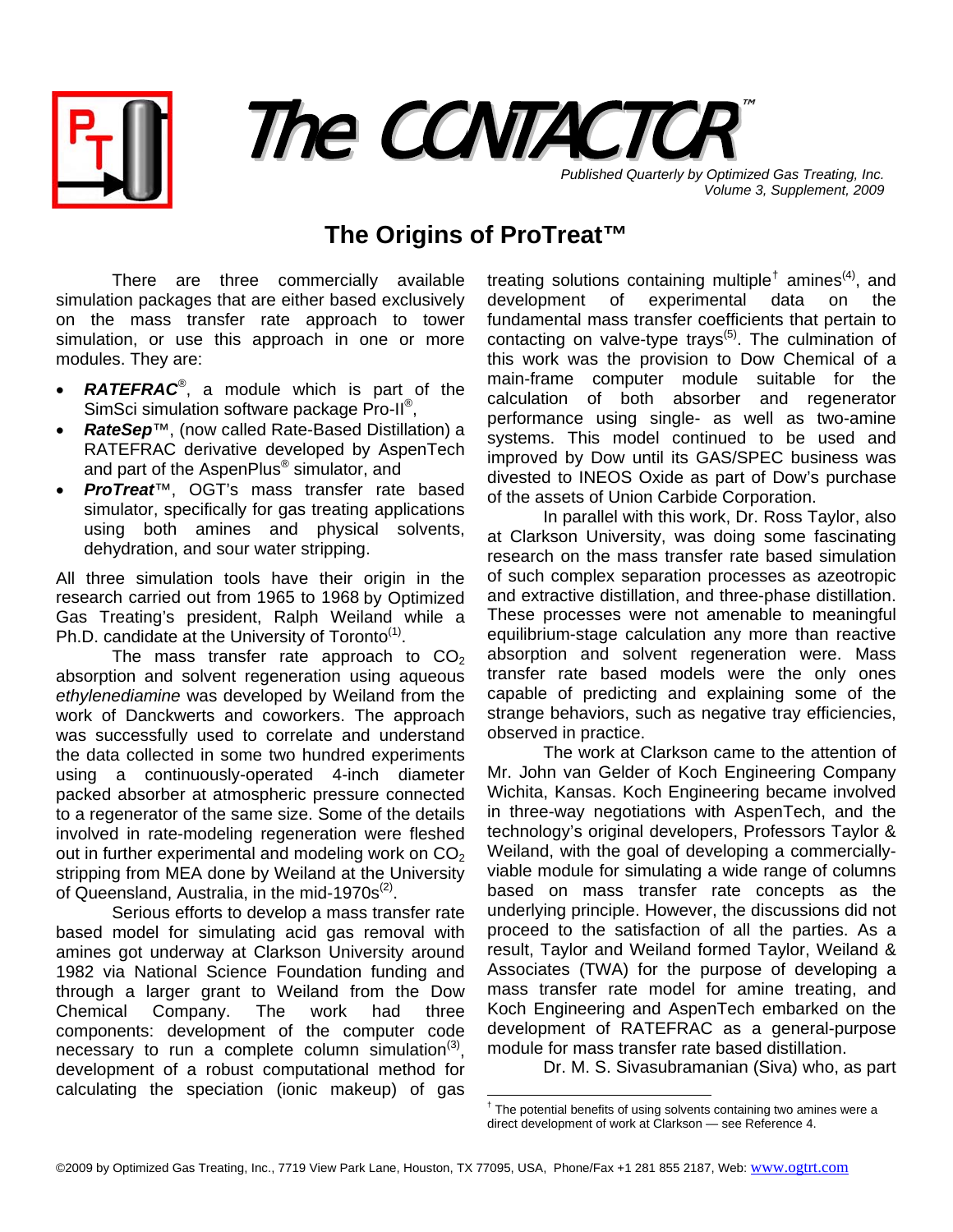# The CONTACTOR™

*Published Quarterly by Optimized Gas Treating, Inc.*
*Volume 3, Supplement, 2009*

## The Origins of ProTreat™

There are three commercially available simulation packages that are either based exclusively on the mass transfer rate approach to tower simulation, or use this approach in one or more modules. They are:

- ***RATEFRAC***®, a module which is part of the SimSci simulation software package Pro-II®,
- ***RateSep***™, (now called Rate-Based Distillation) a RATEFRAC derivative developed by AspenTech and part of the AspenPlus® simulator, and
- ***ProTreat***™, OGT's mass transfer rate based simulator, specifically for gas treating applications using both amines and physical solvents, dehydration, and sour water stripping.

All three simulation tools have their origin in the research carried out from 1965 to 1968 by Optimized Gas Treating's president, Ralph Weiland while a Ph.D. candidate at the University of Toronto(1).

The mass transfer rate approach to $CO_2$ absorption and solvent regeneration using aqueous *ethylenediamine* was developed by Weiland from the work of Danckwerts and coworkers. The approach was successfully used to correlate and understand the data collected in some two hundred experiments using a continuously-operated 4-inch diameter packed absorber at atmospheric pressure connected to a regenerator of the same size. Some of the details involved in rate-modeling regeneration were fleshed out in further experimental and modeling work on $CO_2$ stripping from MEA done by Weiland at the University of Queensland, Australia, in the mid-1970s(2).

Serious efforts to develop a mass transfer rate based model for simulating acid gas removal with amines got underway at Clarkson University around 1982 via National Science Foundation funding and through a larger grant to Weiland from the Dow Chemical Company. The work had three components: development of the computer code necessary to run a complete column simulation(3), development of a robust computational method for calculating the speciation (ionic makeup) of gas treating solutions containing multiple† amines(4), and development of experimental data on the fundamental mass transfer coefficients that pertain to contacting on valve-type trays(5). The culmination of this work was the provision to Dow Chemical of a main-frame computer module suitable for the calculation of both absorber and regenerator performance using single- as well as two-amine systems. This model continued to be used and improved by Dow until its GAS/SPEC business was divested to INEOS Oxide as part of Dow's purchase of the assets of Union Carbide Corporation.

In parallel with this work, Dr. Ross Taylor, also at Clarkson University, was doing some fascinating research on the mass transfer rate based simulation of such complex separation processes as azeotropic and extractive distillation, and three-phase distillation. These processes were not amenable to meaningful equilibrium-stage calculation any more than reactive absorption and solvent regeneration were. Mass transfer rate based models were the only ones capable of predicting and explaining some of the strange behaviors, such as negative tray efficiencies, observed in practice.

The work at Clarkson came to the attention of Mr. John van Gelder of Koch Engineering Company Wichita, Kansas. Koch Engineering became involved in three-way negotiations with AspenTech, and the technology's original developers, Professors Taylor & Weiland, with the goal of developing a commercially-viable module for simulating a wide range of columns based on mass transfer rate concepts as the underlying principle. However, the discussions did not proceed to the satisfaction of all the parties. As a result, Taylor and Weiland formed Taylor, Weiland & Associates (TWA) for the purpose of developing a mass transfer rate model for amine treating, and Koch Engineering and AspenTech embarked on the development of RATEFRAC as a general-purpose module for mass transfer rate based distillation.

Dr. M. S. Sivasubramanian (Siva) who, as part

† The potential benefits of using solvents containing two amines were a direct development of work at Clarkson — see Reference 4.

©2009 by Optimized Gas Treating, Inc., 7719 View Park Lane, Houston, TX 77095, USA, Phone/Fax +1 281 855 2187, Web: www.ogtrt.com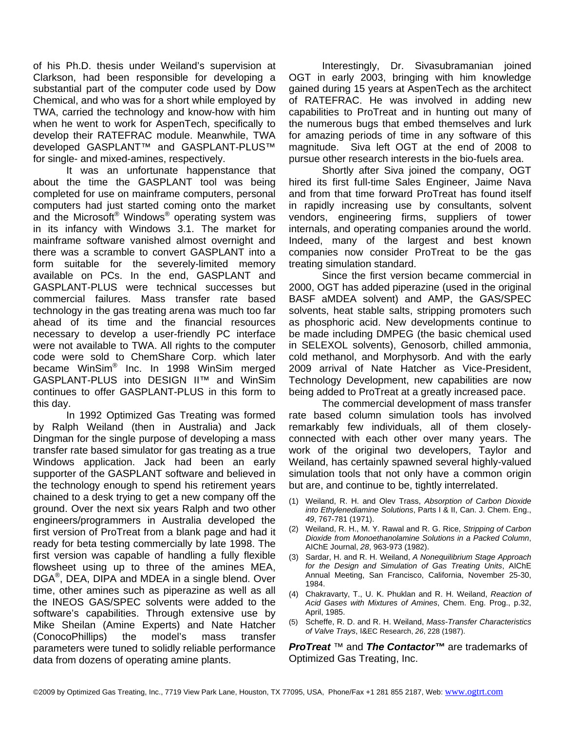of his Ph.D. thesis under Weiland's supervision at Clarkson, had been responsible for developing a substantial part of the computer code used by Dow Chemical, and who was for a short while employed by TWA, carried the technology and know-how with him when he went to work for AspenTech, specifically to develop their RATEFRAC module. Meanwhile, TWA developed GASPLANT™ and GASPLANT-PLUS™ for single- and mixed-amines, respectively.

It was an unfortunate happenstance that about the time the GASPLANT tool was being completed for use on mainframe computers, personal computers had just started coming onto the market and the Microsoft® Windows® operating system was in its infancy with Windows 3.1. The market for mainframe software vanished almost overnight and there was a scramble to convert GASPLANT into a form suitable for the severely-limited memory available on PCs. In the end, GASPLANT and GASPLANT-PLUS were technical successes but commercial failures. Mass transfer rate based technology in the gas treating arena was much too far ahead of its time and the financial resources necessary to develop a user-friendly PC interface were not available to TWA. All rights to the computer code were sold to ChemShare Corp. which later became WinSim® Inc. In 1998 WinSim merged GASPLANT-PLUS into DESIGN II™ and WinSim continues to offer GASPLANT-PLUS in this form to this day.

In 1992 Optimized Gas Treating was formed by Ralph Weiland (then in Australia) and Jack Dingman for the single purpose of developing a mass transfer rate based simulator for gas treating as a true Windows application. Jack had been an early supporter of the GASPLANT software and believed in the technology enough to spend his retirement years chained to a desk trying to get a new company off the ground. Over the next six years Ralph and two other engineers/programmers in Australia developed the first version of ProTreat from a blank page and had it ready for beta testing commercially by late 1998. The first version was capable of handling a fully flexible flowsheet using up to three of the amines MEA, DGA®, DEA, DIPA and MDEA in a single blend. Over time, other amines such as piperazine as well as all the INEOS GAS/SPEC solvents were added to the software's capabilities. Through extensive use by Mike Sheilan (Amine Experts) and Nate Hatcher (ConocoPhillips) the model's mass transfer parameters were tuned to solidly reliable performance data from dozens of operating amine plants.

Interestingly, Dr. Sivasubramanian joined OGT in early 2003, bringing with him knowledge gained during 15 years at AspenTech as the architect of RATEFRAC. He was involved in adding new capabilities to ProTreat and in hunting out many of the numerous bugs that embed themselves and lurk for amazing periods of time in any software of this magnitude. Siva left OGT at the end of 2008 to pursue other research interests in the bio-fuels area.

Shortly after Siva joined the company, OGT hired its first full-time Sales Engineer, Jaime Nava and from that time forward ProTreat has found itself in rapidly increasing use by consultants, solvent vendors, engineering firms, suppliers of tower internals, and operating companies around the world. Indeed, many of the largest and best known companies now consider ProTreat to be the gas treating simulation standard.

Since the first version became commercial in 2000, OGT has added piperazine (used in the original BASF aMDEA solvent) and AMP, the GAS/SPEC solvents, heat stable salts, stripping promoters such as phosphoric acid. New developments continue to be made including DMPEG (the basic chemical used in SELEXOL solvents), Genosorb, chilled ammonia, cold methanol, and Morphysorb. And with the early 2009 arrival of Nate Hatcher as Vice-President, Technology Development, new capabilities are now being added to ProTreat at a greatly increased pace.

The commercial development of mass transfer rate based column simulation tools has involved remarkably few individuals, all of them closely-connected with each other over many years. The work of the original two developers, Taylor and Weiland, has certainly spawned several highly-valued simulation tools that not only have a common origin but are, and continue to be, tightly interrelated.

(1) Weiland, R. H. and Olev Trass, *Absorption of Carbon Dioxide into Ethylenediamine Solutions*, Parts I & II, Can. J. Chem. Eng., *49*, 767-781 (1971).
(2) Weiland, R. H., M. Y. Rawal and R. G. Rice, *Stripping of Carbon Dioxide from Monoethanolamine Solutions in a Packed Column*, AIChE Journal, *28*, 963-973 (1982).
(3) Sardar, H. and R. H. Weiland, *A Nonequilibrium Stage Approach for the Design and Simulation of Gas Treating Units*, AIChE Annual Meeting, San Francisco, California, November 25-30, 1984.
(4) Chakravarty, T., U. K. Phuklan and R. H. Weiland, *Reaction of Acid Gases with Mixtures of Amines*, Chem. Eng. Prog., p.32, April, 1985.
(5) Scheffe, R. D. and R. H. Weiland, *Mass-Transfer Characteristics of Valve Trays*, I&EC Research, *26*, 228 (1987).

***ProTreat*** ™ and ***The Contactor™*** are trademarks of Optimized Gas Treating, Inc.

©2009 by Optimized Gas Treating, Inc., 7719 View Park Lane, Houston, TX 77095, USA, Phone/Fax +1 281 855 2187, Web: www.ogtrt.com